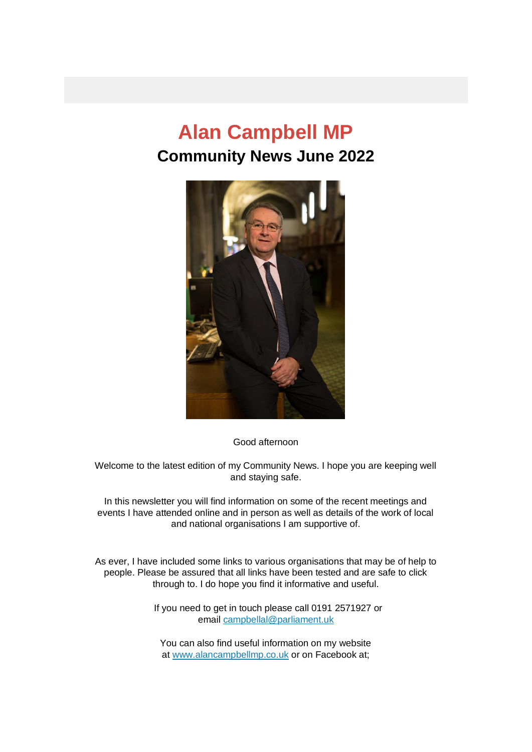# Alan Campbell MP

## Community News June 2022

Good afternoon

Welcome to the latest edition of my Community News. I hope you are keeping well and staying safe.

In this newsletter you will find information on some of the recent meetings and events I have attended online and in person as well as details of the work of local and national organisations I am supportive of.

As ever, I have included some links to various organisations that may be of help to people. Please be assured that all links have been tested and are safe to click through to. I do hope you find it informative and useful.

If you need to get in touch please call 0191 2571927 or email campbellal@parliament.uk

You can also find useful information on my website at www.alancampbellmp.co.uk or on Facebook at;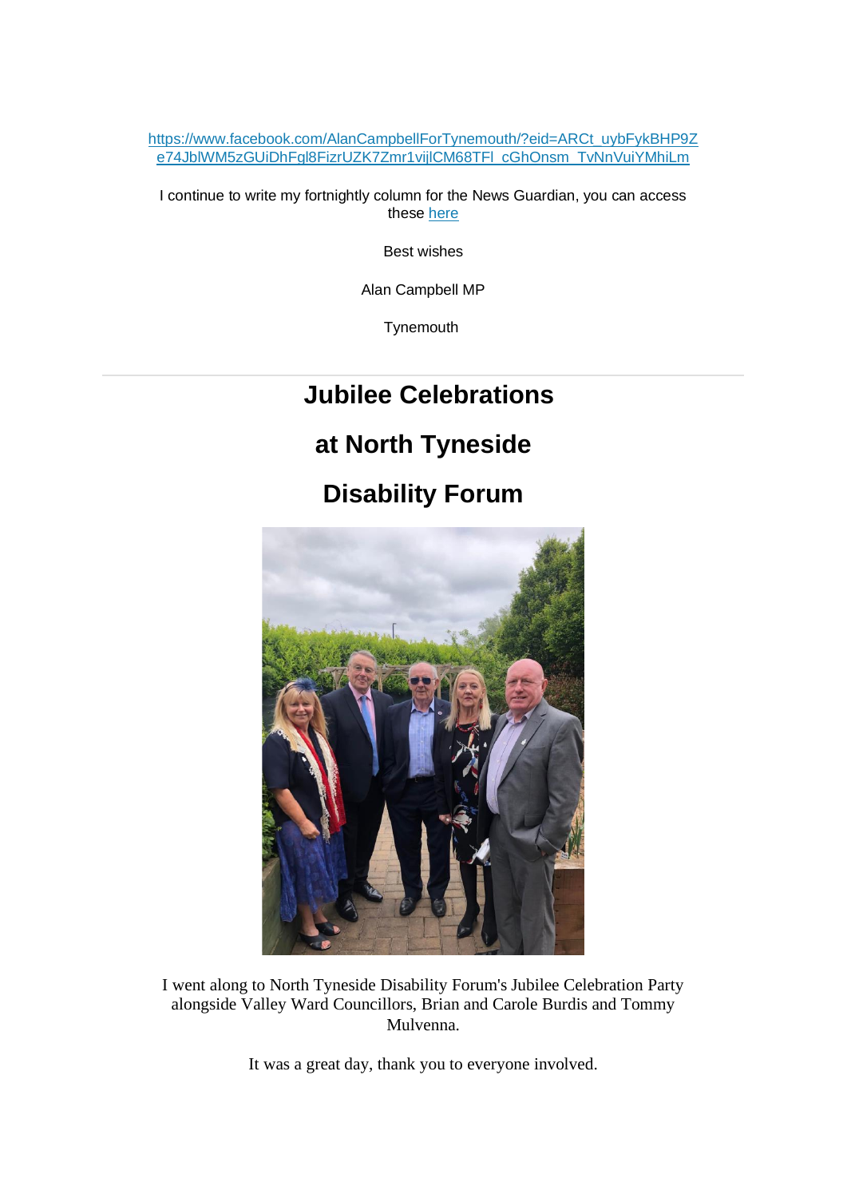https://www.facebook.com/AlanCampbellForTynemouth/?eid=ARCt_uybFykBHP9Ze74JblWM5zGUiDhFgl8FizrUZK7Zmr1vijlCM68TFl_cGhOnsm_TvNnVuiYMhiLm

I continue to write my fortnightly column for the News Guardian, you can access these here

Best wishes

Alan Campbell MP

Tynemouth

---

# Jubilee Celebrations

# at North Tyneside

# Disability Forum

I went along to North Tyneside Disability Forum's Jubilee Celebration Party alongside Valley Ward Councillors, Brian and Carole Burdis and Tommy Mulvenna.

It was a great day, thank you to everyone involved.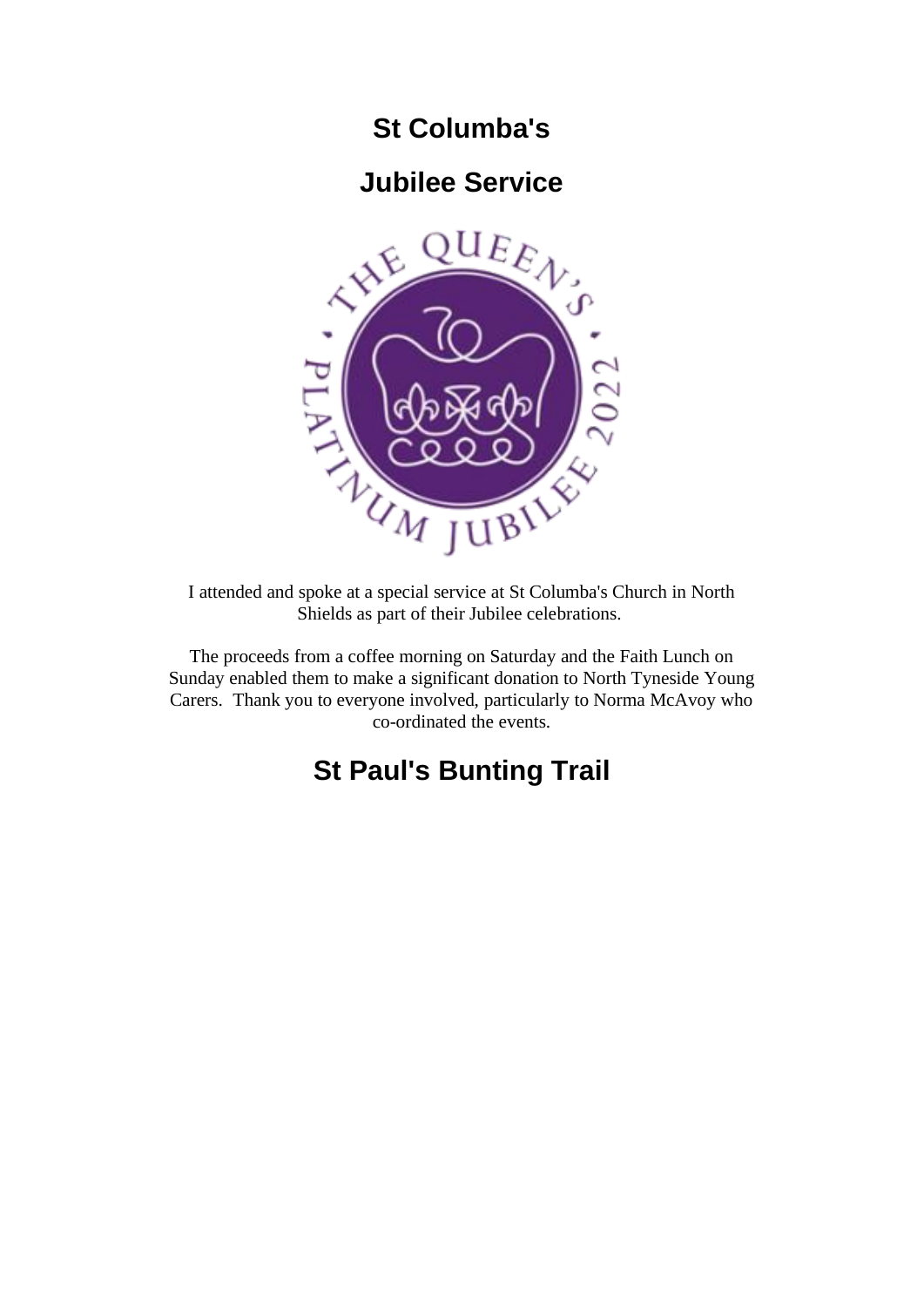## St Columba's

## Jubilee Service

I attended and spoke at a special service at St Columba's Church in North Shields as part of their Jubilee celebrations.

The proceeds from a coffee morning on Saturday and the Faith Lunch on Sunday enabled them to make a significant donation to North Tyneside Young Carers. Thank you to everyone involved, particularly to Norma McAvoy who co-ordinated the events.

## St Paul's Bunting Trail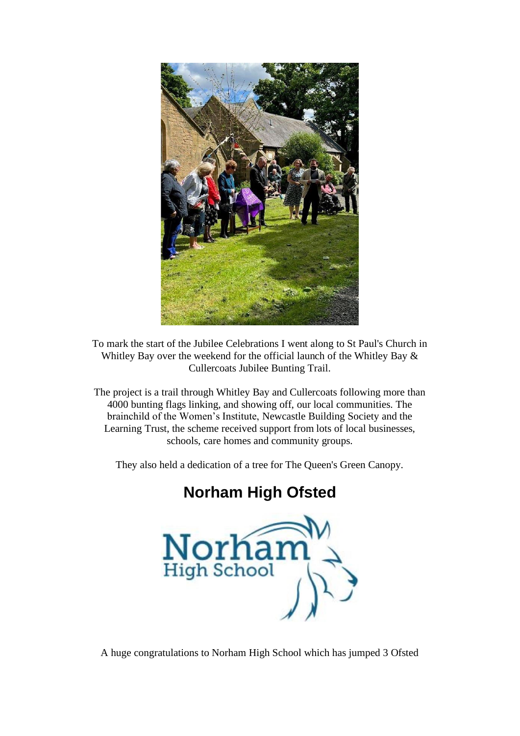To mark the start of the Jubilee Celebrations I went along to St Paul's Church in Whitley Bay over the weekend for the official launch of the Whitley Bay & Cullercoats Jubilee Bunting Trail.

The project is a trail through Whitley Bay and Cullercoats following more than 4000 bunting flags linking, and showing off, our local communities. The brainchild of the Women's Institute, Newcastle Building Society and the Learning Trust, the scheme received support from lots of local businesses, schools, care homes and community groups.

They also held a dedication of a tree for The Queen's Green Canopy.

## Norham High Ofsted

A huge congratulations to Norham High School which has jumped 3 Ofsted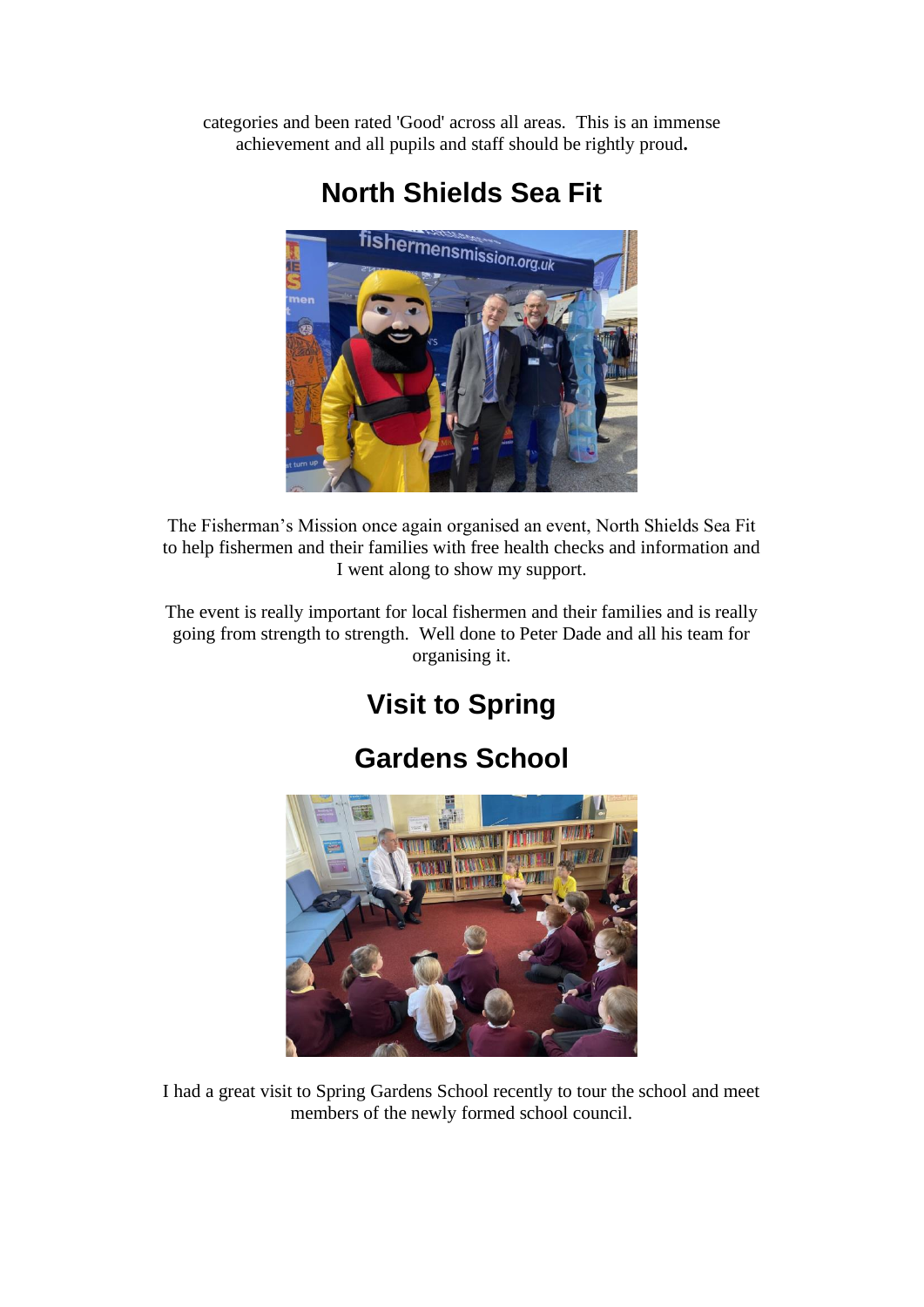categories and been rated 'Good' across all areas. This is an immense achievement and all pupils and staff should be rightly proud**.**

## North Shields Sea Fit

The Fisherman's Mission once again organised an event, North Shields Sea Fit to help fishermen and their families with free health checks and information and I went along to show my support.

The event is really important for local fishermen and their families and is really going from strength to strength. Well done to Peter Dade and all his team for organising it.

## Visit to Spring Gardens School

I had a great visit to Spring Gardens School recently to tour the school and meet members of the newly formed school council.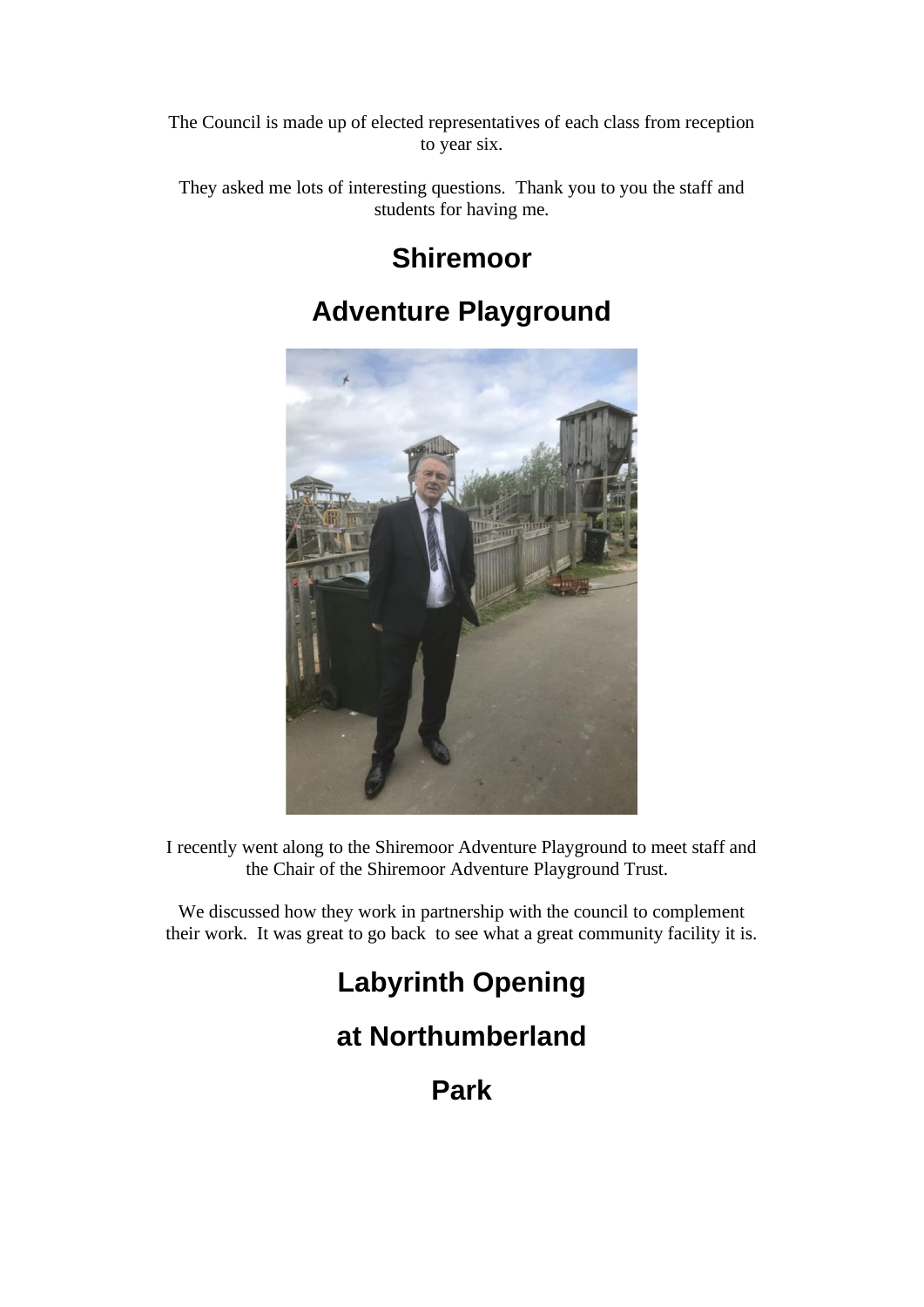The Council is made up of elected representatives of each class from reception to year six.

They asked me lots of interesting questions.  Thank you to you the staff and students for having me.

## Shiremoor

## Adventure Playground

I recently went along to the Shiremoor Adventure Playground to meet staff and the Chair of the Shiremoor Adventure Playground Trust.

We discussed how they work in partnership with the council to complement their work.  It was great to go back  to see what a great community facility it is.

## Labyrinth Opening

## at Northumberland

## Park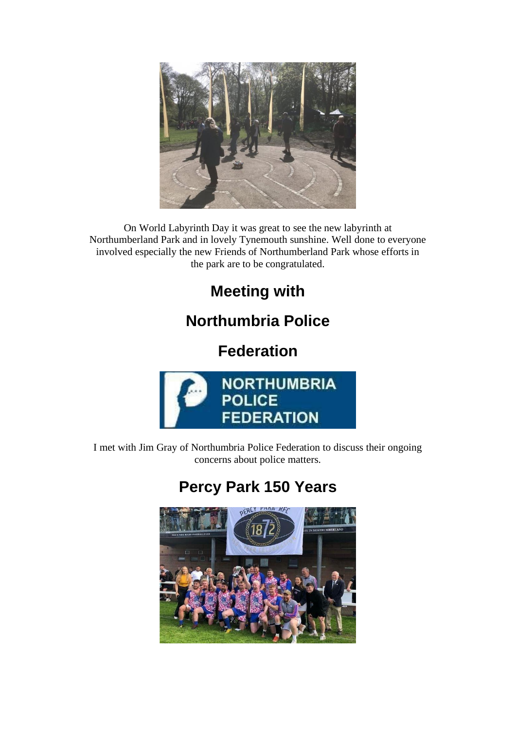On World Labyrinth Day it was great to see the new labyrinth at Northumberland Park and in lovely Tynemouth sunshine. Well done to everyone involved especially the new Friends of Northumberland Park whose efforts in the park are to be congratulated.

## Meeting with Northumbria Police Federation

I met with Jim Gray of Northumbria Police Federation to discuss their ongoing concerns about police matters.

## Percy Park 150 Years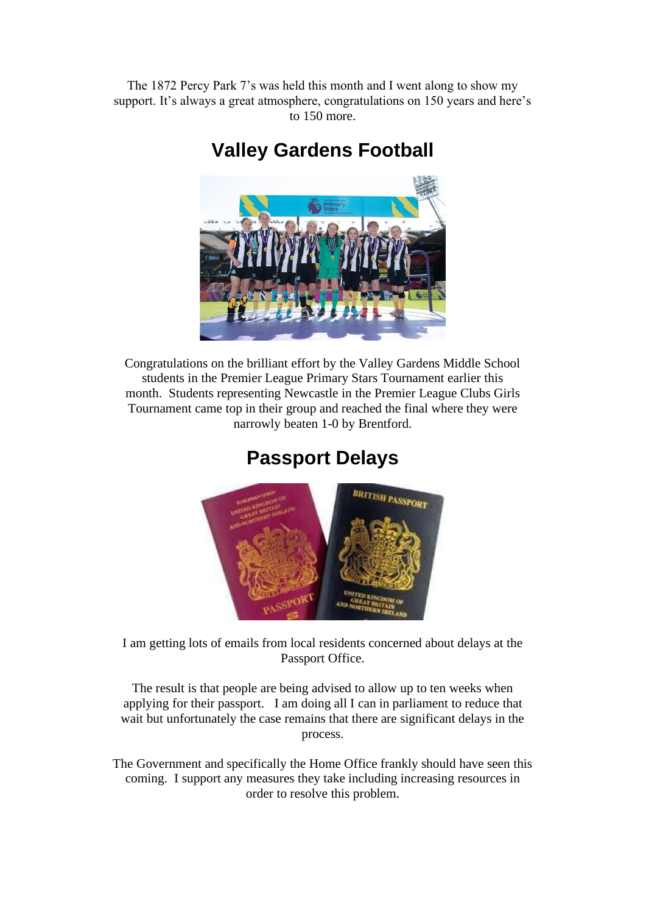The 1872 Percy Park 7's was held this month and I went along to show my support. It's always a great atmosphere, congratulations on 150 years and here's to 150 more.

## Valley Gardens Football

Congratulations on the brilliant effort by the Valley Gardens Middle School students in the Premier League Primary Stars Tournament earlier this month. Students representing Newcastle in the Premier League Clubs Girls Tournament came top in their group and reached the final where they were narrowly beaten 1-0 by Brentford.

## Passport Delays

I am getting lots of emails from local residents concerned about delays at the Passport Office.

The result is that people are being advised to allow up to ten weeks when applying for their passport. I am doing all I can in parliament to reduce that wait but unfortunately the case remains that there are significant delays in the process.

The Government and specifically the Home Office frankly should have seen this coming. I support any measures they take including increasing resources in order to resolve this problem.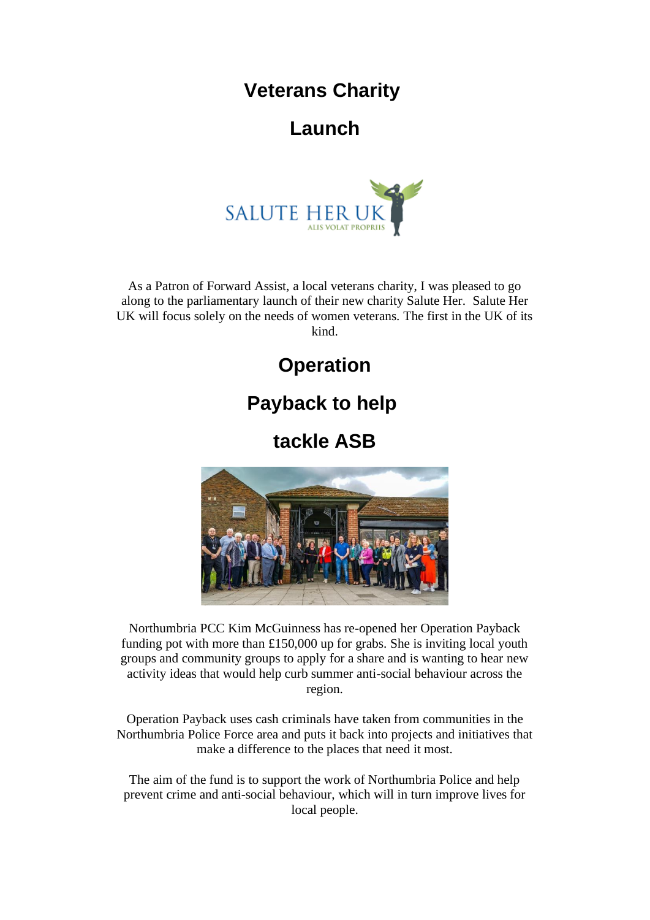## Veterans Charity Launch

As a Patron of Forward Assist, a local veterans charity, I was pleased to go along to the parliamentary launch of their new charity Salute Her. Salute Her UK will focus solely on the needs of women veterans. The first in the UK of its kind.

## Operation Payback to help tackle ASB

Northumbria PCC Kim McGuinness has re-opened her Operation Payback funding pot with more than £150,000 up for grabs. She is inviting local youth groups and community groups to apply for a share and is wanting to hear new activity ideas that would help curb summer anti-social behaviour across the region.

Operation Payback uses cash criminals have taken from communities in the Northumbria Police Force area and puts it back into projects and initiatives that make a difference to the places that need it most.

The aim of the fund is to support the work of Northumbria Police and help prevent crime and anti-social behaviour, which will in turn improve lives for local people.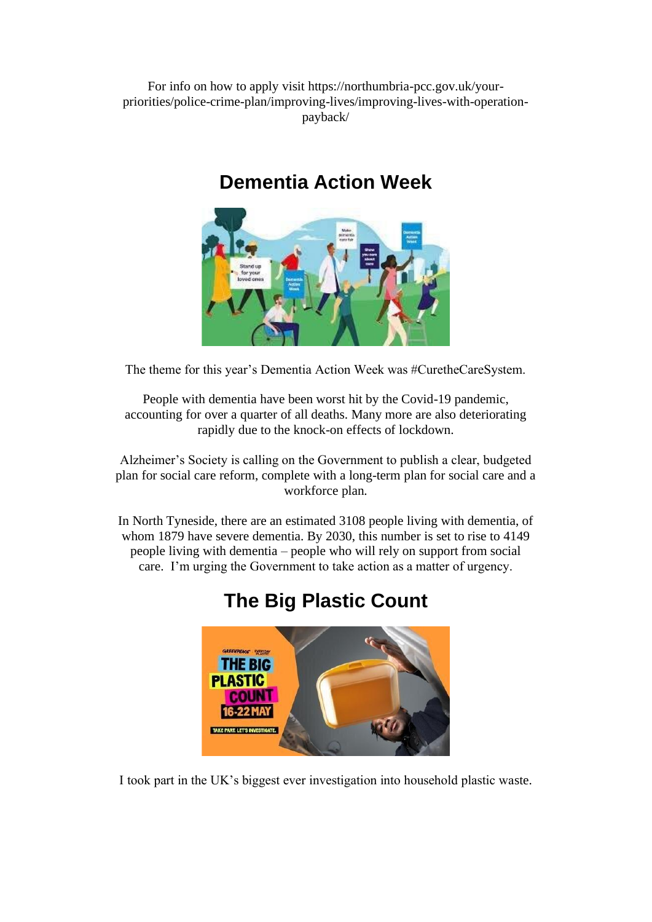For info on how to apply visit https://northumbria-pcc.gov.uk/your-priorities/police-crime-plan/improving-lives/improving-lives-with-operation-payback/

## Dementia Action Week

The theme for this year's Dementia Action Week was #CuretheCareSystem.

People with dementia have been worst hit by the Covid-19 pandemic, accounting for over a quarter of all deaths. Many more are also deteriorating rapidly due to the knock-on effects of lockdown.

Alzheimer's Society is calling on the Government to publish a clear, budgeted plan for social care reform, complete with a long-term plan for social care and a workforce plan.

In North Tyneside, there are an estimated 3108 people living with dementia, of whom 1879 have severe dementia. By 2030, this number is set to rise to 4149 people living with dementia – people who will rely on support from social care. I'm urging the Government to take action as a matter of urgency.

## The Big Plastic Count

I took part in the UK's biggest ever investigation into household plastic waste.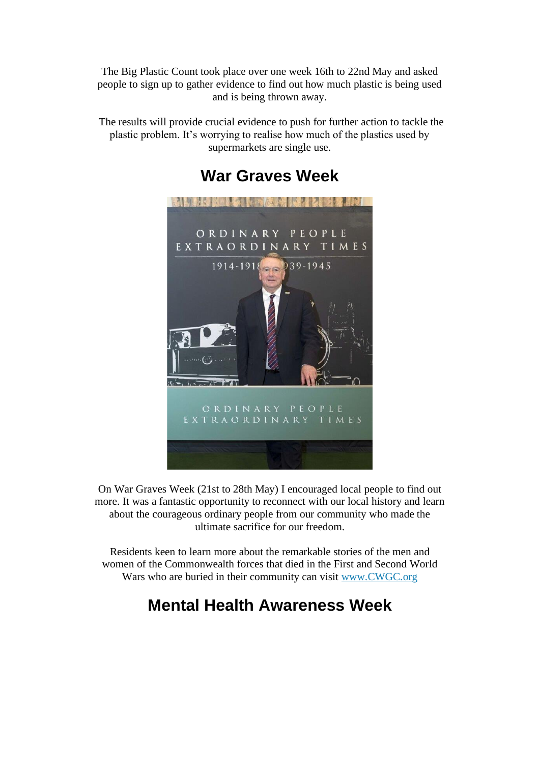The Big Plastic Count took place over one week 16th to 22nd May and asked people to sign up to gather evidence to find out how much plastic is being used and is being thrown away.

The results will provide crucial evidence to push for further action to tackle the plastic problem. It's worrying to realise how much of the plastics used by supermarkets are single use.

## War Graves Week

On War Graves Week (21st to 28th May) I encouraged local people to find out more. It was a fantastic opportunity to reconnect with our local history and learn about the courageous ordinary people from our community who made the ultimate sacrifice for our freedom.

Residents keen to learn more about the remarkable stories of the men and women of the Commonwealth forces that died in the First and Second World Wars who are buried in their community can visit www.CWGC.org

## Mental Health Awareness Week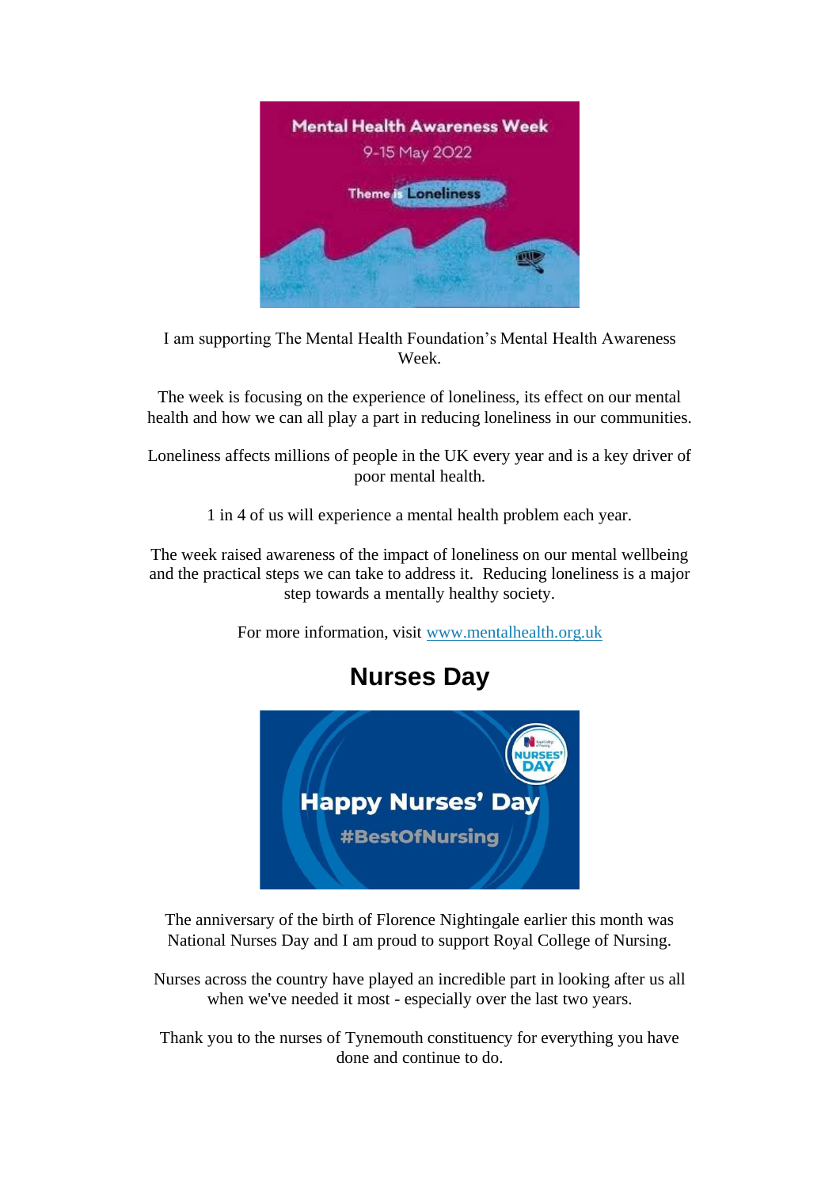I am supporting The Mental Health Foundation's Mental Health Awareness Week.

The week is focusing on the experience of loneliness, its effect on our mental health and how we can all play a part in reducing loneliness in our communities.

Loneliness affects millions of people in the UK every year and is a key driver of poor mental health.

1 in 4 of us will experience a mental health problem each year.

The week raised awareness of the impact of loneliness on our mental wellbeing and the practical steps we can take to address it. Reducing loneliness is a major step towards a mentally healthy society.

For more information, visit [www.mentalhealth.org.uk](http://www.mentalhealth.org.uk)

## Nurses Day

The anniversary of the birth of Florence Nightingale earlier this month was National Nurses Day and I am proud to support Royal College of Nursing.

Nurses across the country have played an incredible part in looking after us all when we've needed it most - especially over the last two years.

Thank you to the nurses of Tynemouth constituency for everything you have done and continue to do.